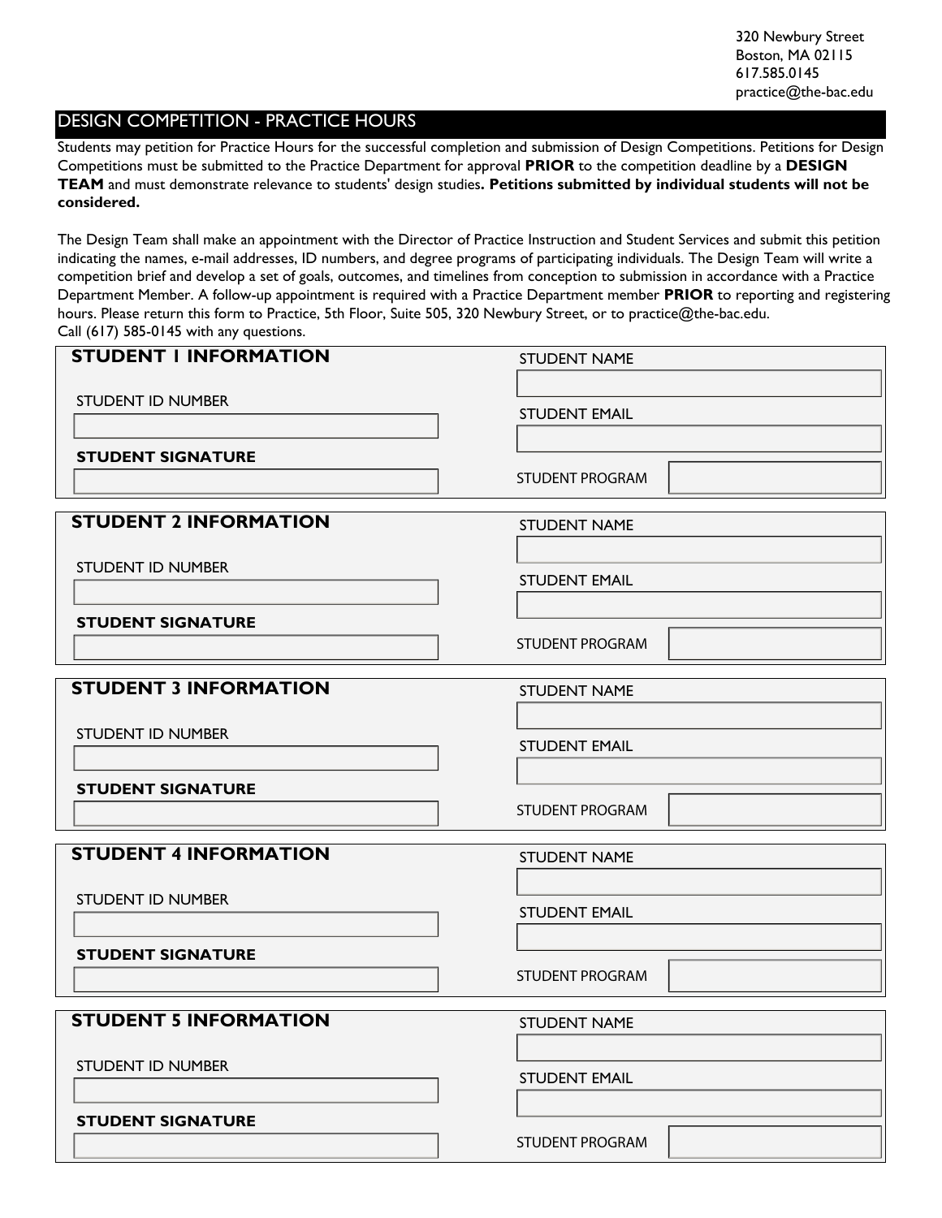320 Newbury Street
Boston, MA 02115
617.585.0145
practice@the-bac.edu

# DESIGN COMPETITION - PRACTICE HOURS

Students may petition for Practice Hours for the successful completion and submission of Design Competitions. Petitions for Design Competitions must be submitted to the Practice Department for approval **PRIOR** to the competition deadline by a **DESIGN TEAM** and must demonstrate relevance to students' design studies**. Petitions submitted by individual students will not be considered.**

The Design Team shall make an appointment with the Director of Practice Instruction and Student Services and submit this petition indicating the names, e-mail addresses, ID numbers, and degree programs of participating individuals. The Design Team will write a competition brief and develop a set of goals, outcomes, and timelines from conception to submission in accordance with a Practice Department Member. A follow-up appointment is required with a Practice Department member **PRIOR** to reporting and registering hours. Please return this form to Practice, 5th Floor, Suite 505, 320 Newbury Street, or to practice@the-bac.edu.
Call (617) 585-0145 with any questions.

## STUDENT 1 INFORMATION

STUDENT NAME

STUDENT ID NUMBER

STUDENT EMAIL

**STUDENT SIGNATURE**

STUDENT PROGRAM

## STUDENT 2 INFORMATION

STUDENT NAME

STUDENT ID NUMBER

STUDENT EMAIL

**STUDENT SIGNATURE**

STUDENT PROGRAM

## STUDENT 3 INFORMATION

STUDENT NAME

STUDENT ID NUMBER

STUDENT EMAIL

**STUDENT SIGNATURE**

STUDENT PROGRAM

## STUDENT 4 INFORMATION

STUDENT NAME

STUDENT ID NUMBER

STUDENT EMAIL

**STUDENT SIGNATURE**

STUDENT PROGRAM

## STUDENT 5 INFORMATION

STUDENT NAME

STUDENT ID NUMBER

STUDENT EMAIL

**STUDENT SIGNATURE**

STUDENT PROGRAM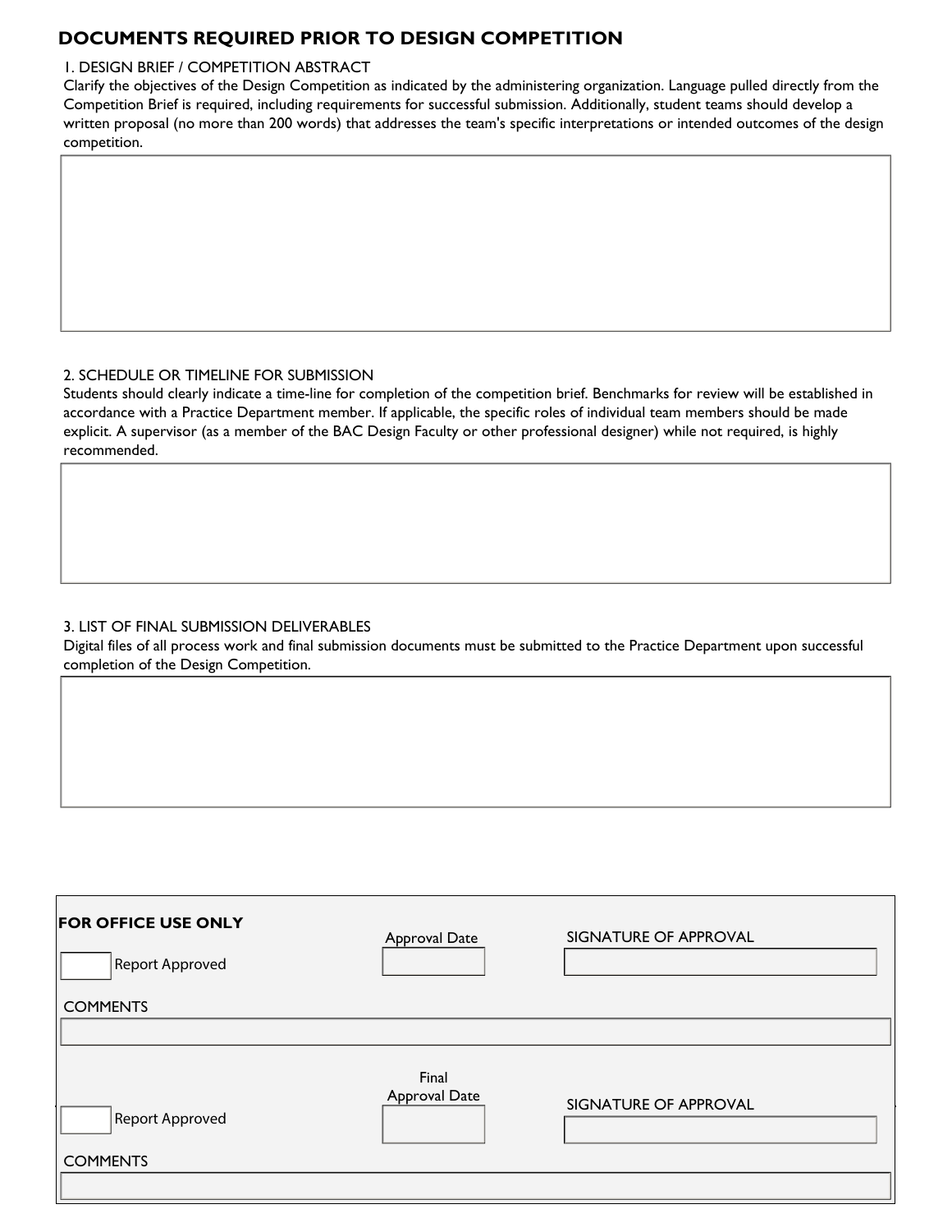## DOCUMENTS REQUIRED PRIOR TO DESIGN COMPETITION

1. DESIGN BRIEF / COMPETITION ABSTRACT

Clarify the objectives of the Design Competition as indicated by the administering organization. Language pulled directly from the Competition Brief is required, including requirements for successful submission. Additionally, student teams should develop a written proposal (no more than 200 words) that addresses the team's specific interpretations or intended outcomes of the design competition.

2. SCHEDULE OR TIMELINE FOR SUBMISSION

Students should clearly indicate a time-line for completion of the competition brief. Benchmarks for review will be established in accordance with a Practice Department member. If applicable, the specific roles of individual team members should be made explicit. A supervisor (as a member of the BAC Design Faculty or other professional designer) while not required, is highly recommended.

3. LIST OF FINAL SUBMISSION DELIVERABLES

Digital files of all process work and final submission documents must be submitted to the Practice Department upon successful completion of the Design Competition.

**FOR OFFICE USE ONLY**

Report Approved

Approval Date

SIGNATURE OF APPROVAL

COMMENTS

Report Approved

Final Approval Date

SIGNATURE OF APPROVAL

COMMENTS